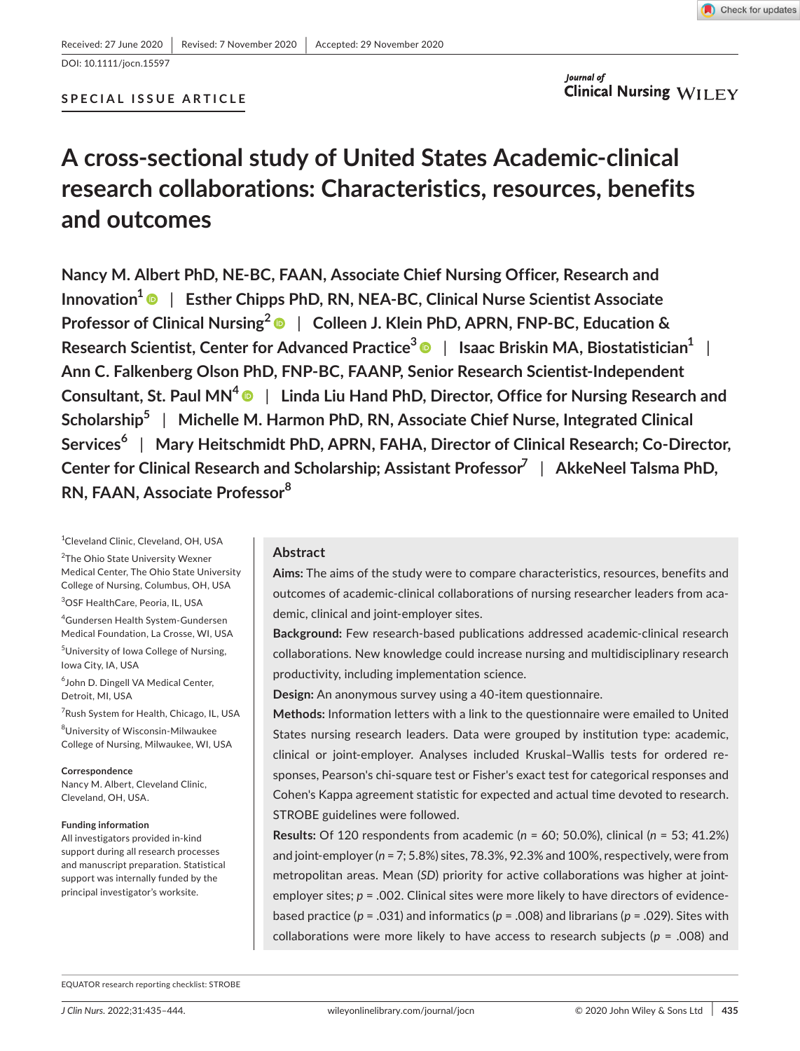Received: 27 June 2020 | Revised: 7 November 2020 | Accepted: 29 November 2020

DOI: 10.1111/jocn.15597

**SPECIAL ISSUE ARTICLE**

# A cross-sectional study of United States Academic-clinical research collaborations: Characteristics, resources, benefits and outcomes

**Nancy M. Albert PhD, NE-BC, FAAN, Associate Chief Nursing Officer, Research and Innovation[1]** | **Esther Chipps PhD, RN, NEA-BC, Clinical Nurse Scientist Associate Professor of Clinical Nursing[2]** | **Colleen J. Klein PhD, APRN, FNP-BC, Education & Research Scientist, Center for Advanced Practice[3]** | **Isaac Briskin MA, Biostatistician[1]** | **Ann C. Falkenberg Olson PhD, FNP-BC, FAANP, Senior Research Scientist-Independent Consultant, St. Paul MN[4]** | **Linda Liu Hand PhD, Director, Office for Nursing Research and Scholarship[5]** | **Michelle M. Harmon PhD, RN, Associate Chief Nurse, Integrated Clinical Services[6]** | **Mary Heitschmidt PhD, APRN, FAHA, Director of Clinical Research; Co-Director, Center for Clinical Research and Scholarship; Assistant Professor[7]** | **AkkeNeel Talsma PhD, RN, FAAN, Associate Professor[8]**

[1]Cleveland Clinic, Cleveland, OH, USA

[2]The Ohio State University Wexner Medical Center, The Ohio State University College of Nursing, Columbus, OH, USA

[3]OSF HealthCare, Peoria, IL, USA

[4]Gundersen Health System-Gundersen Medical Foundation, La Crosse, WI, USA

[5]University of Iowa College of Nursing, Iowa City, IA, USA

[6]John D. Dingell VA Medical Center, Detroit, MI, USA

[7]Rush System for Health, Chicago, IL, USA

[8]University of Wisconsin-Milwaukee College of Nursing, Milwaukee, WI, USA

**Correspondence**
Nancy M. Albert, Cleveland Clinic, Cleveland, OH, USA.

**Funding information**
All investigators provided in-kind support during all research processes and manuscript preparation. Statistical support was internally funded by the principal investigator's worksite.

## Abstract

**Aims:** The aims of the study were to compare characteristics, resources, benefits and outcomes of academic-clinical collaborations of nursing researcher leaders from academic, clinical and joint-employer sites.

**Background:** Few research-based publications addressed academic-clinical research collaborations. New knowledge could increase nursing and multidisciplinary research productivity, including implementation science.

**Design:** An anonymous survey using a 40-item questionnaire.

**Methods:** Information letters with a link to the questionnaire were emailed to United States nursing research leaders. Data were grouped by institution type: academic, clinical or joint-employer. Analyses included Kruskal–Wallis tests for ordered responses, Pearson's chi-square test or Fisher's exact test for categorical responses and Cohen's Kappa agreement statistic for expected and actual time devoted to research. STROBE guidelines were followed.

**Results:** Of 120 respondents from academic ($n$ = 60; 50.0%), clinical ($n$ = 53; 41.2%) and joint-employer ($n$ = 7; 5.8%) sites, 78.3%, 92.3% and 100%, respectively, were from metropolitan areas. Mean ($SD$) priority for active collaborations was higher at joint-employer sites; $p$ = .002. Clinical sites were more likely to have directors of evidence-based practice ($p$ = .031) and informatics ($p$ = .008) and librarians ($p$ = .029). Sites with collaborations were more likely to have access to research subjects ($p$ = .008) and

EQUATOR research reporting checklist: STROBE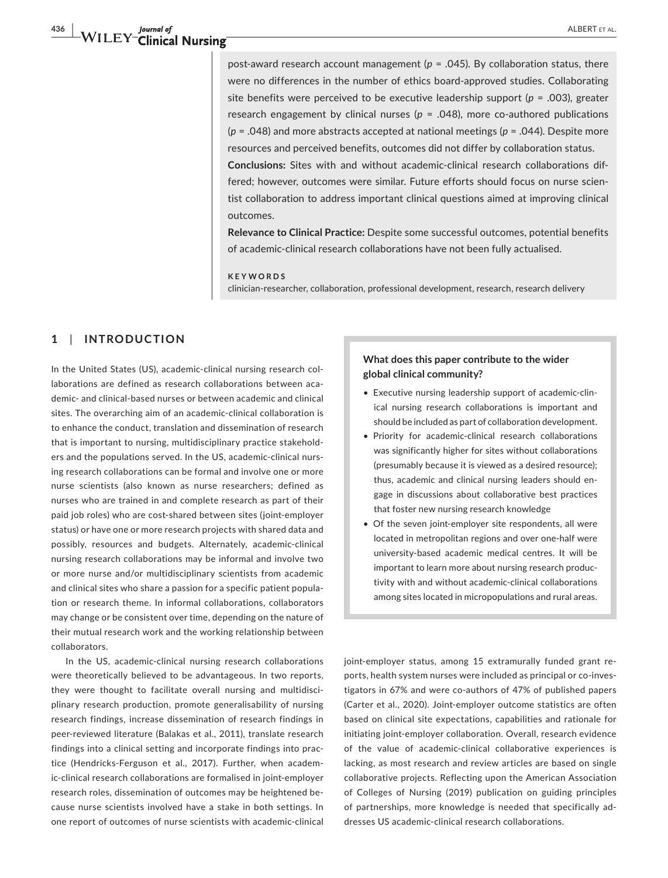post-award research account management ($p$ = .045). By collaboration status, there were no differences in the number of ethics board-approved studies. Collaborating site benefits were perceived to be executive leadership support ($p$ = .003), greater research engagement by clinical nurses ($p$ = .048), more co-authored publications ($p$ = .048) and more abstracts accepted at national meetings ($p$ = .044). Despite more resources and perceived benefits, outcomes did not differ by collaboration status.

**Conclusions:** Sites with and without academic-clinical research collaborations differed; however, outcomes were similar. Future efforts should focus on nurse scientist collaboration to address important clinical questions aimed at improving clinical outcomes.

**Relevance to Clinical Practice:** Despite some successful outcomes, potential benefits of academic-clinical research collaborations have not been fully actualised.

**KEYWORDS**

clinician-researcher, collaboration, professional development, research, research delivery

## 1 | INTRODUCTION

In the United States (US), academic-clinical nursing research collaborations are defined as research collaborations between academic- and clinical-based nurses or between academic and clinical sites. The overarching aim of an academic-clinical collaboration is to enhance the conduct, translation and dissemination of research that is important to nursing, multidisciplinary practice stakeholders and the populations served. In the US, academic-clinical nursing research collaborations can be formal and involve one or more nurse scientists (also known as nurse researchers; defined as nurses who are trained in and complete research as part of their paid job roles) who are cost-shared between sites (joint-employer status) or have one or more research projects with shared data and possibly, resources and budgets. Alternately, academic-clinical nursing research collaborations may be informal and involve two or more nurse and/or multidisciplinary scientists from academic and clinical sites who share a passion for a specific patient population or research theme. In informal collaborations, collaborators may change or be consistent over time, depending on the nature of their mutual research work and the working relationship between collaborators.

In the US, academic-clinical nursing research collaborations were theoretically believed to be advantageous. In two reports, they were thought to facilitate overall nursing and multidisciplinary research production, promote generalisability of nursing research findings, increase dissemination of research findings in peer-reviewed literature (Balakas et al., 2011), translate research findings into a clinical setting and incorporate findings into practice (Hendricks-Ferguson et al., 2017). Further, when academic-clinical research collaborations are formalised in joint-employer research roles, dissemination of outcomes may be heightened because nurse scientists involved have a stake in both settings. In one report of outcomes of nurse scientists with academic-clinical joint-employer status, among 15 extramurally funded grant reports, health system nurses were included as principal or co-investigators in 67% and were co-authors of 47% of published papers (Carter et al., 2020). Joint-employer outcome statistics are often based on clinical site expectations, capabilities and rationale for initiating joint-employer collaboration. Overall, research evidence of the value of academic-clinical collaborative experiences is lacking, as most research and review articles are based on single collaborative projects. Reflecting upon the American Association of Colleges of Nursing (2019) publication on guiding principles of partnerships, more knowledge is needed that specifically addresses US academic-clinical research collaborations.

**What does this paper contribute to the wider global clinical community?**

- Executive nursing leadership support of academic-clinical nursing research collaborations is important and should be included as part of collaboration development.
- Priority for academic-clinical research collaborations was significantly higher for sites without collaborations (presumably because it is viewed as a desired resource); thus, academic and clinical nursing leaders should engage in discussions about collaborative best practices that foster new nursing research knowledge
- Of the seven joint-employer site respondents, all were located in metropolitan regions and over one-half were university-based academic medical centres. It will be important to learn more about nursing research productivity with and without academic-clinical collaborations among sites located in micropopulations and rural areas.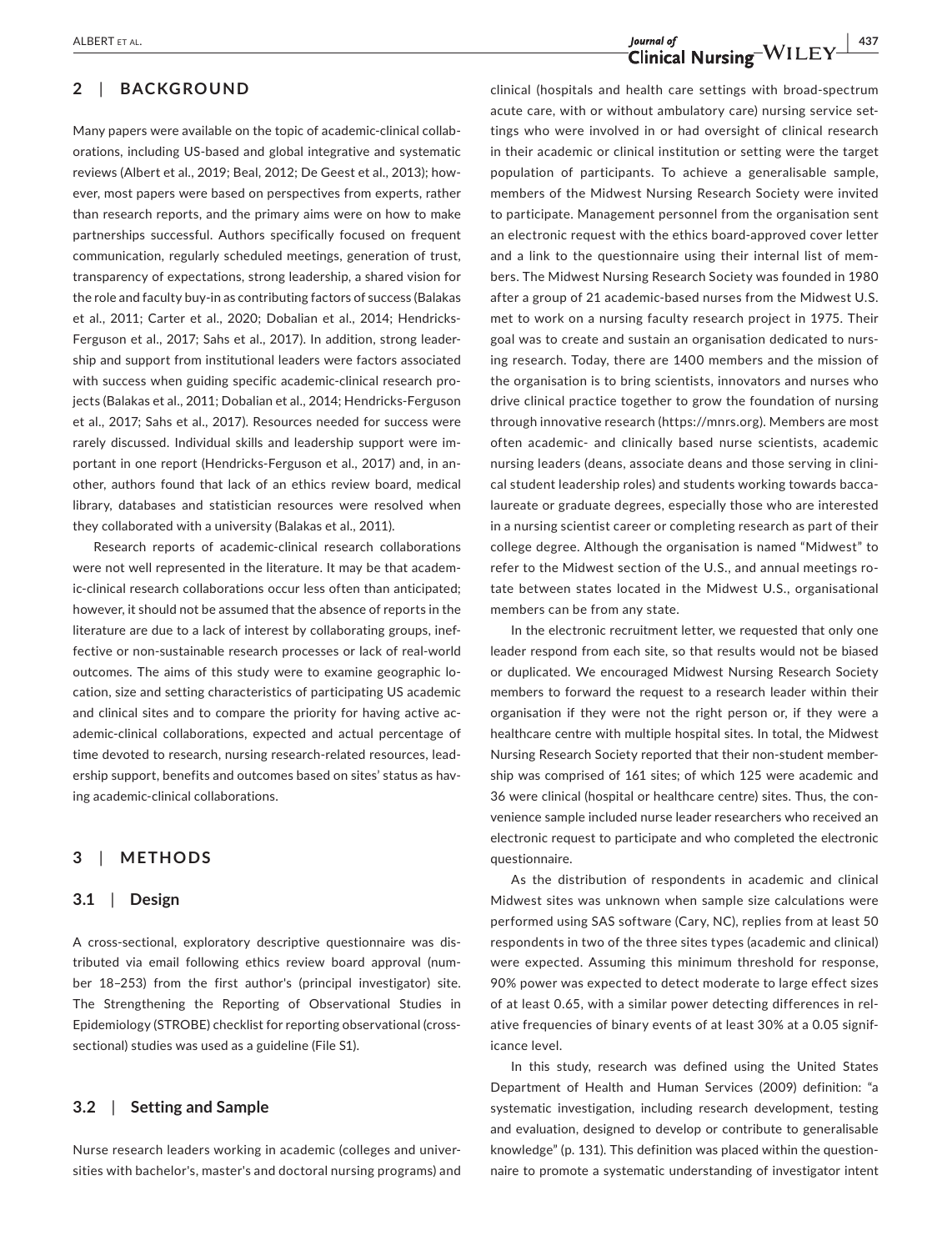## 2 | BACKGROUND

Many papers were available on the topic of academic-clinical collaborations, including US-based and global integrative and systematic reviews (Albert et al., 2019; Beal, 2012; De Geest et al., 2013); however, most papers were based on perspectives from experts, rather than research reports, and the primary aims were on how to make partnerships successful. Authors specifically focused on frequent communication, regularly scheduled meetings, generation of trust, transparency of expectations, strong leadership, a shared vision for the role and faculty buy-in as contributing factors of success (Balakas et al., 2011; Carter et al., 2020; Dobalian et al., 2014; Hendricks-Ferguson et al., 2017; Sahs et al., 2017). In addition, strong leadership and support from institutional leaders were factors associated with success when guiding specific academic-clinical research projects (Balakas et al., 2011; Dobalian et al., 2014; Hendricks-Ferguson et al., 2017; Sahs et al., 2017). Resources needed for success were rarely discussed. Individual skills and leadership support were important in one report (Hendricks-Ferguson et al., 2017) and, in another, authors found that lack of an ethics review board, medical library, databases and statistician resources were resolved when they collaborated with a university (Balakas et al., 2011).

Research reports of academic-clinical research collaborations were not well represented in the literature. It may be that academic-clinical research collaborations occur less often than anticipated; however, it should not be assumed that the absence of reports in the literature are due to a lack of interest by collaborating groups, ineffective or non-sustainable research processes or lack of real-world outcomes. The aims of this study were to examine geographic location, size and setting characteristics of participating US academic and clinical sites and to compare the priority for having active academic-clinical collaborations, expected and actual percentage of time devoted to research, nursing research-related resources, leadership support, benefits and outcomes based on sites' status as having academic-clinical collaborations.

## 3 | METHODS

### 3.1 | Design

A cross-sectional, exploratory descriptive questionnaire was distributed via email following ethics review board approval (number 18–253) from the first author's (principal investigator) site. The Strengthening the Reporting of Observational Studies in Epidemiology (STROBE) checklist for reporting observational (cross-sectional) studies was used as a guideline (File S1).

### 3.2 | Setting and Sample

Nurse research leaders working in academic (colleges and universities with bachelor's, master's and doctoral nursing programs) and clinical (hospitals and health care settings with broad-spectrum acute care, with or without ambulatory care) nursing service settings who were involved in or had oversight of clinical research in their academic or clinical institution or setting were the target population of participants. To achieve a generalisable sample, members of the Midwest Nursing Research Society were invited to participate. Management personnel from the organisation sent an electronic request with the ethics board-approved cover letter and a link to the questionnaire using their internal list of members. The Midwest Nursing Research Society was founded in 1980 after a group of 21 academic-based nurses from the Midwest U.S. met to work on a nursing faculty research project in 1975. Their goal was to create and sustain an organisation dedicated to nursing research. Today, there are 1400 members and the mission of the organisation is to bring scientists, innovators and nurses who drive clinical practice together to grow the foundation of nursing through innovative research (https://mnrs.org). Members are most often academic- and clinically based nurse scientists, academic nursing leaders (deans, associate deans and those serving in clinical student leadership roles) and students working towards baccalaureate or graduate degrees, especially those who are interested in a nursing scientist career or completing research as part of their college degree. Although the organisation is named "Midwest" to refer to the Midwest section of the U.S., and annual meetings rotate between states located in the Midwest U.S., organisational members can be from any state.

In the electronic recruitment letter, we requested that only one leader respond from each site, so that results would not be biased or duplicated. We encouraged Midwest Nursing Research Society members to forward the request to a research leader within their organisation if they were not the right person or, if they were a healthcare centre with multiple hospital sites. In total, the Midwest Nursing Research Society reported that their non-student membership was comprised of 161 sites; of which 125 were academic and 36 were clinical (hospital or healthcare centre) sites. Thus, the convenience sample included nurse leader researchers who received an electronic request to participate and who completed the electronic questionnaire.

As the distribution of respondents in academic and clinical Midwest sites was unknown when sample size calculations were performed using SAS software (Cary, NC), replies from at least 50 respondents in two of the three sites types (academic and clinical) were expected. Assuming this minimum threshold for response, 90% power was expected to detect moderate to large effect sizes of at least 0.65, with a similar power detecting differences in relative frequencies of binary events of at least 30% at a 0.05 significance level.

In this study, research was defined using the United States Department of Health and Human Services (2009) definition: "a systematic investigation, including research development, testing and evaluation, designed to develop or contribute to generalisable knowledge" (p. 131). This definition was placed within the questionnaire to promote a systematic understanding of investigator intent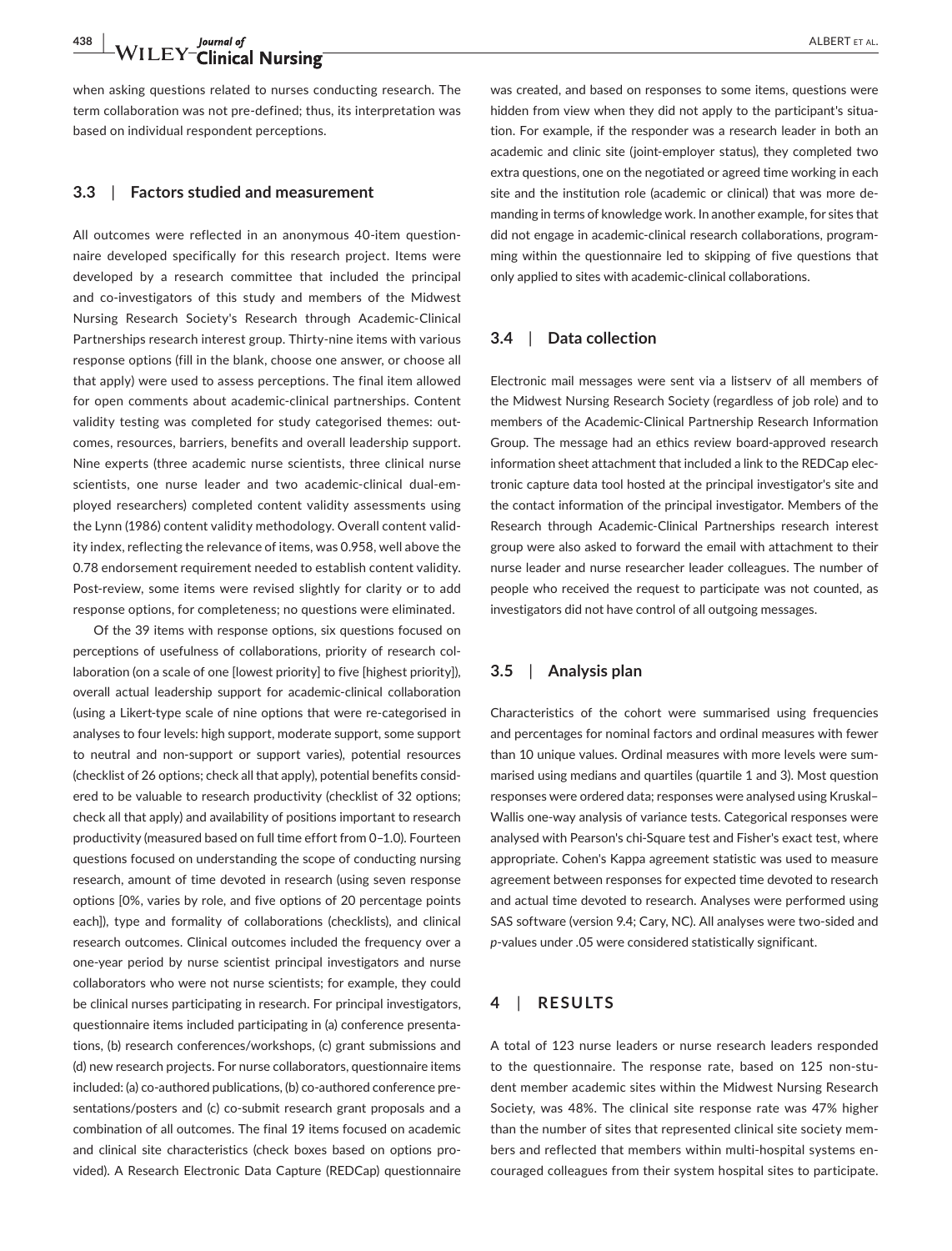when asking questions related to nurses conducting research. The term collaboration was not pre-defined; thus, its interpretation was based on individual respondent perceptions.

### 3.3 | Factors studied and measurement

All outcomes were reflected in an anonymous 40-item questionnaire developed specifically for this research project. Items were developed by a research committee that included the principal and co-investigators of this study and members of the Midwest Nursing Research Society's Research through Academic-Clinical Partnerships research interest group. Thirty-nine items with various response options (fill in the blank, choose one answer, or choose all that apply) were used to assess perceptions. The final item allowed for open comments about academic-clinical partnerships. Content validity testing was completed for study categorised themes: outcomes, resources, barriers, benefits and overall leadership support. Nine experts (three academic nurse scientists, three clinical nurse scientists, one nurse leader and two academic-clinical dual-employed researchers) completed content validity assessments using the Lynn (1986) content validity methodology. Overall content validity index, reflecting the relevance of items, was 0.958, well above the 0.78 endorsement requirement needed to establish content validity. Post-review, some items were revised slightly for clarity or to add response options, for completeness; no questions were eliminated.

Of the 39 items with response options, six questions focused on perceptions of usefulness of collaborations, priority of research collaboration (on a scale of one [lowest priority] to five [highest priority]), overall actual leadership support for academic-clinical collaboration (using a Likert-type scale of nine options that were re-categorised in analyses to four levels: high support, moderate support, some support to neutral and non-support or support varies), potential resources (checklist of 26 options; check all that apply), potential benefits considered to be valuable to research productivity (checklist of 32 options; check all that apply) and availability of positions important to research productivity (measured based on full time effort from 0–1.0). Fourteen questions focused on understanding the scope of conducting nursing research, amount of time devoted in research (using seven response options [0%, varies by role, and five options of 20 percentage points each]), type and formality of collaborations (checklists), and clinical research outcomes. Clinical outcomes included the frequency over a one-year period by nurse scientist principal investigators and nurse collaborators who were not nurse scientists; for example, they could be clinical nurses participating in research. For principal investigators, questionnaire items included participating in (a) conference presentations, (b) research conferences/workshops, (c) grant submissions and (d) new research projects. For nurse collaborators, questionnaire items included: (a) co-authored publications, (b) co-authored conference presentations/posters and (c) co-submit research grant proposals and a combination of all outcomes. The final 19 items focused on academic and clinical site characteristics (check boxes based on options provided). A Research Electronic Data Capture (REDCap) questionnaire was created, and based on responses to some items, questions were hidden from view when they did not apply to the participant's situation. For example, if the responder was a research leader in both an academic and clinic site (joint-employer status), they completed two extra questions, one on the negotiated or agreed time working in each site and the institution role (academic or clinical) that was more demanding in terms of knowledge work. In another example, for sites that did not engage in academic-clinical research collaborations, programming within the questionnaire led to skipping of five questions that only applied to sites with academic-clinical collaborations.

### 3.4 | Data collection

Electronic mail messages were sent via a listserv of all members of the Midwest Nursing Research Society (regardless of job role) and to members of the Academic-Clinical Partnership Research Information Group. The message had an ethics review board-approved research information sheet attachment that included a link to the REDCap electronic capture data tool hosted at the principal investigator's site and the contact information of the principal investigator. Members of the Research through Academic-Clinical Partnerships research interest group were also asked to forward the email with attachment to their nurse leader and nurse researcher leader colleagues. The number of people who received the request to participate was not counted, as investigators did not have control of all outgoing messages.

### 3.5 | Analysis plan

Characteristics of the cohort were summarised using frequencies and percentages for nominal factors and ordinal measures with fewer than 10 unique values. Ordinal measures with more levels were summarised using medians and quartiles (quartile 1 and 3). Most question responses were ordered data; responses were analysed using Kruskal–Wallis one-way analysis of variance tests. Categorical responses were analysed with Pearson's chi-Square test and Fisher's exact test, where appropriate. Cohen's Kappa agreement statistic was used to measure agreement between responses for expected time devoted to research and actual time devoted to research. Analyses were performed using SAS software (version 9.4; Cary, NC). All analyses were two-sided and *p*-values under .05 were considered statistically significant.

## 4 | RESULTS

A total of 123 nurse leaders or nurse research leaders responded to the questionnaire. The response rate, based on 125 non-student member academic sites within the Midwest Nursing Research Society, was 48%. The clinical site response rate was 47% higher than the number of sites that represented clinical site society members and reflected that members within multi-hospital systems encouraged colleagues from their system hospital sites to participate.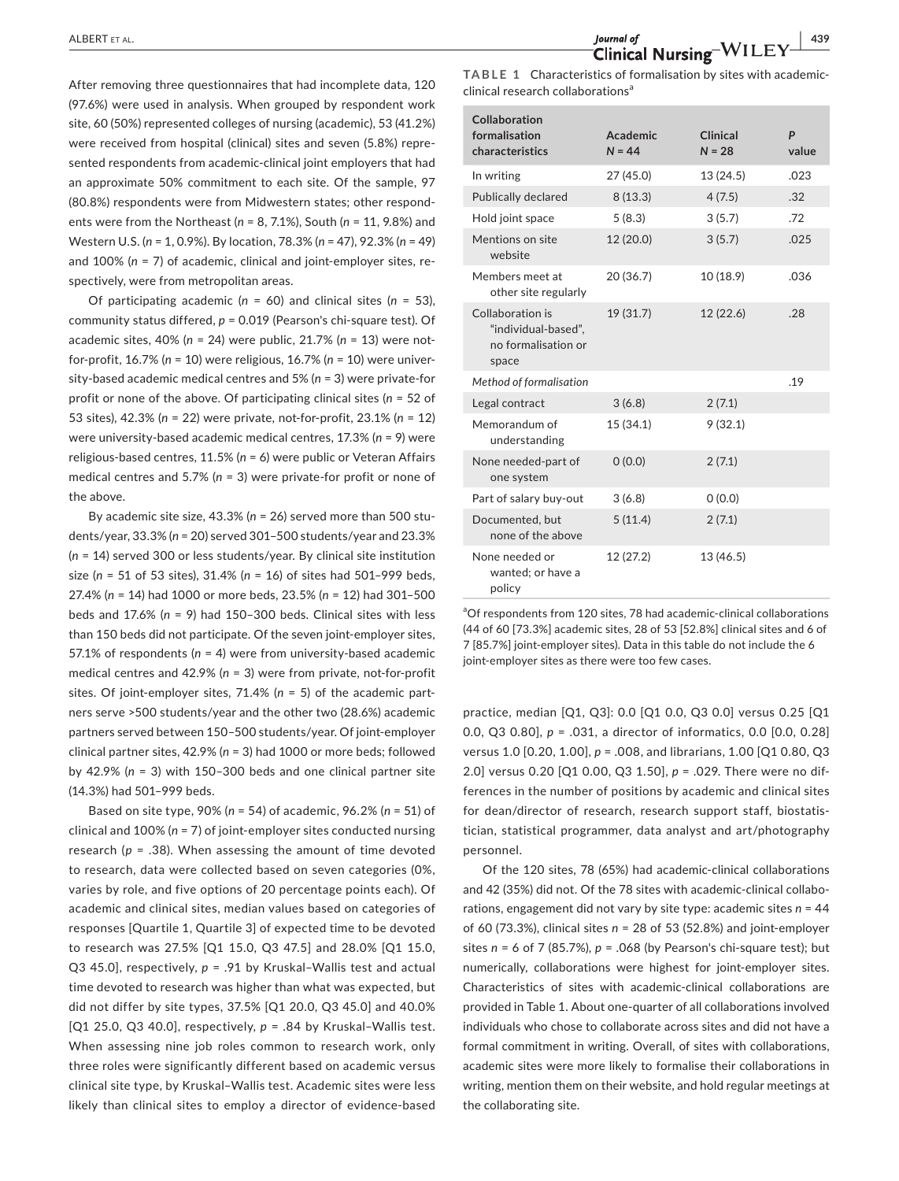After removing three questionnaires that had incomplete data, 120 (97.6%) were used in analysis. When grouped by respondent work site, 60 (50%) represented colleges of nursing (academic), 53 (41.2%) were received from hospital (clinical) sites and seven (5.8%) represented respondents from academic-clinical joint employers that had an approximate 50% commitment to each site. Of the sample, 97 (80.8%) respondents were from Midwestern states; other respondents were from the Northeast (*n* = 8, 7.1%), South (*n* = 11, 9.8%) and Western U.S. (*n* = 1, 0.9%). By location, 78.3% (*n* = 47), 92.3% (*n* = 49) and 100% (*n* = 7) of academic, clinical and joint-employer sites, respectively, were from metropolitan areas.

Of participating academic (*n* = 60) and clinical sites (*n* = 53), community status differed, *p* = 0.019 (Pearson's chi-square test). Of academic sites, 40% (*n* = 24) were public, 21.7% (*n* = 13) were not-for-profit, 16.7% (*n* = 10) were religious, 16.7% (*n* = 10) were university-based academic medical centres and 5% (*n* = 3) were private-for profit or none of the above. Of participating clinical sites (*n* = 52 of 53 sites), 42.3% (*n* = 22) were private, not-for-profit, 23.1% (*n* = 12) were university-based academic medical centres, 17.3% (*n* = 9) were religious-based centres, 11.5% (*n* = 6) were public or Veteran Affairs medical centres and 5.7% (*n* = 3) were private-for profit or none of the above.

By academic site size, 43.3% (*n* = 26) served more than 500 students/year, 33.3% (*n* = 20) served 301–500 students/year and 23.3% (*n* = 14) served 300 or less students/year. By clinical site institution size (*n* = 51 of 53 sites), 31.4% (*n* = 16) of sites had 501–999 beds, 27.4% (*n* = 14) had 1000 or more beds, 23.5% (*n* = 12) had 301–500 beds and 17.6% (*n* = 9) had 150–300 beds. Clinical sites with less than 150 beds did not participate. Of the seven joint-employer sites, 57.1% of respondents (*n* = 4) were from university-based academic medical centres and 42.9% (*n* = 3) were from private, not-for-profit sites. Of joint-employer sites, 71.4% (*n* = 5) of the academic partners serve >500 students/year and the other two (28.6%) academic partners served between 150–500 students/year. Of joint-employer clinical partner sites, 42.9% (*n* = 3) had 1000 or more beds; followed by 42.9% (*n* = 3) with 150–300 beds and one clinical partner site (14.3%) had 501–999 beds.

Based on site type, 90% (*n* = 54) of academic, 96.2% (*n* = 51) of clinical and 100% (*n* = 7) of joint-employer sites conducted nursing research (*p* = .38). When assessing the amount of time devoted to research, data were collected based on seven categories (0%, varies by role, and five options of 20 percentage points each). Of academic and clinical sites, median values based on categories of responses [Quartile 1, Quartile 3] of expected time to be devoted to research was 27.5% [Q1 15.0, Q3 47.5] and 28.0% [Q1 15.0, Q3 45.0], respectively, *p* = .91 by Kruskal–Wallis test and actual time devoted to research was higher than what was expected, but did not differ by site types, 37.5% [Q1 20.0, Q3 45.0] and 40.0% [Q1 25.0, Q3 40.0], respectively, *p* = .84 by Kruskal–Wallis test. When assessing nine job roles common to research work, only three roles were significantly different based on academic versus clinical site type, by Kruskal–Wallis test. Academic sites were less likely than clinical sites to employ a director of evidence-based practice, median [Q1, Q3]: 0.0 [Q1 0.0, Q3 0.0] versus 0.25 [Q1 0.0, Q3 0.80], *p* = .031, a director of informatics, 0.0 [0.0, 0.28] versus 1.0 [0.20, 1.00], *p* = .008, and librarians, 1.00 [Q1 0.80, Q3 2.0] versus 0.20 [Q1 0.00, Q3 1.50], *p* = .029. There were no differences in the number of positions by academic and clinical sites for dean/director of research, research support staff, biostatistician, statistical programmer, data analyst and art/photography personnel.

Of the 120 sites, 78 (65%) had academic-clinical collaborations and 42 (35%) did not. Of the 78 sites with academic-clinical collaborations, engagement did not vary by site type: academic sites *n* = 44 of 60 (73.3%), clinical sites *n* = 28 of 53 (52.8%) and joint-employer sites *n* = 6 of 7 (85.7%), *p* = .068 (by Pearson's chi-square test); but numerically, collaborations were highest for joint-employer sites. Characteristics of sites with academic-clinical collaborations are provided in Table 1. About one-quarter of all collaborations involved individuals who chose to collaborate across sites and did not have a formal commitment in writing. Overall, of sites with collaborations, academic sites were more likely to formalise their collaborations in writing, mention them on their website, and hold regular meetings at the collaborating site.

**TABLE 1** Characteristics of formalisation by sites with academic-clinical research collaborations[a]

| Collaboration formalisation characteristics | Academic N = 44 | Clinical N = 28 | P value |
|---|---|---|---|
| In writing | 27 (45.0) | 13 (24.5) | .023 |
| Publically declared | 8 (13.3) | 4 (7.5) | .32 |
| Hold joint space | 5 (8.3) | 3 (5.7) | .72 |
| Mentions on site website | 12 (20.0) | 3 (5.7) | .025 |
| Members meet at other site regularly | 20 (36.7) | 10 (18.9) | .036 |
| Collaboration is "individual-based", no formalisation or space | 19 (31.7) | 12 (22.6) | .28 |
| *Method of formalisation* | | | .19 |
| Legal contract | 3 (6.8) | 2 (7.1) | |
| Memorandum of understanding | 15 (34.1) | 9 (32.1) | |
| None needed-part of one system | 0 (0.0) | 2 (7.1) | |
| Part of salary buy-out | 3 (6.8) | 0 (0.0) | |
| Documented, but none of the above | 5 (11.4) | 2 (7.1) | |
| None needed or wanted; or have a policy | 12 (27.2) | 13 (46.5) | |

[a]Of respondents from 120 sites, 78 had academic-clinical collaborations (44 of 60 [73.3%] academic sites, 28 of 53 [52.8%] clinical sites and 6 of 7 [85.7%] joint-employer sites). Data in this table do not include the 6 joint-employer sites as there were too few cases.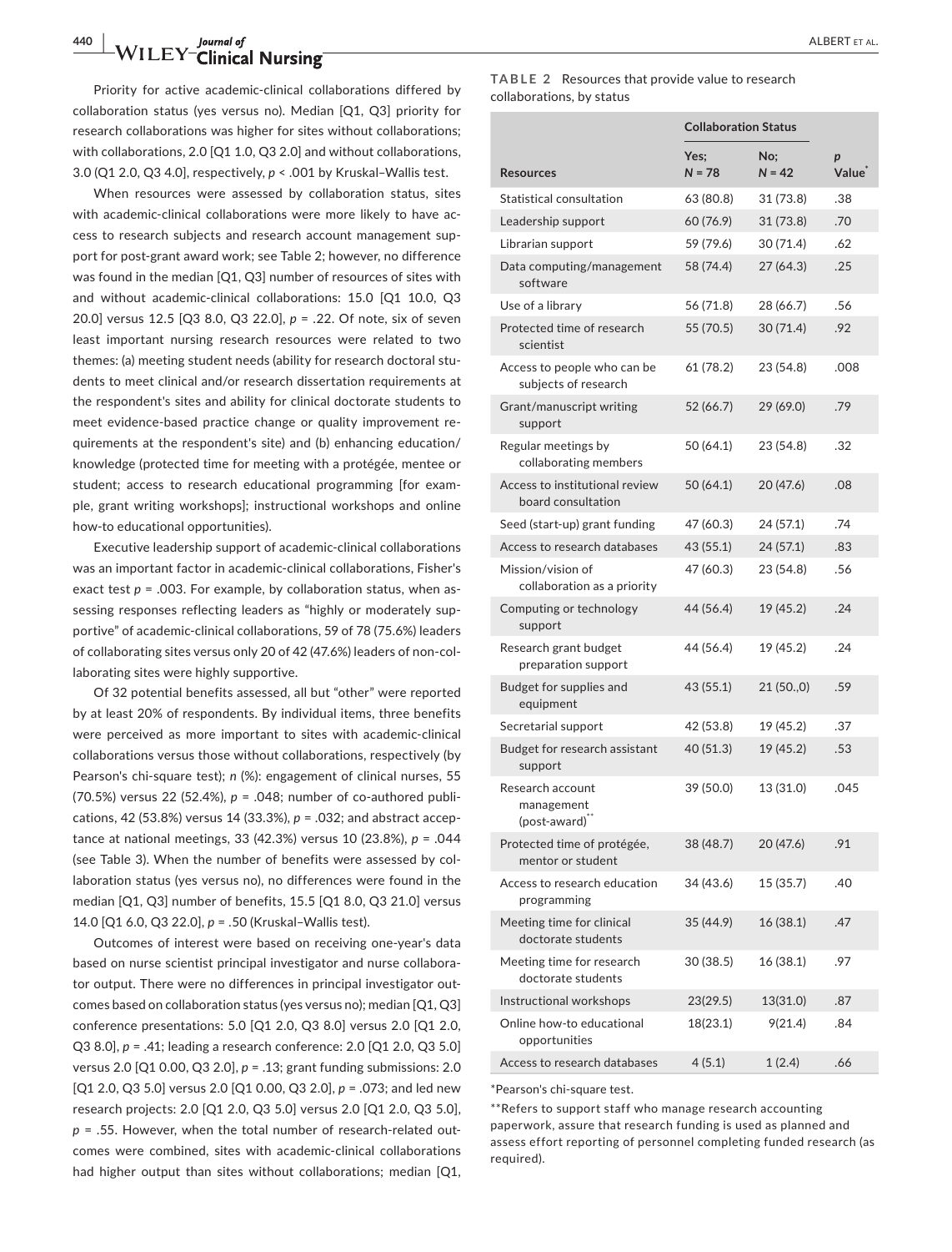Priority for active academic-clinical collaborations differed by collaboration status (yes versus no). Median [Q1, Q3] priority for research collaborations was higher for sites without collaborations; with collaborations, 2.0 [Q1 1.0, Q3 2.0] and without collaborations, 3.0 (Q1 2.0, Q3 4.0], respectively, $p < .001$ by Kruskal–Wallis test.

When resources were assessed by collaboration status, sites with academic-clinical collaborations were more likely to have access to research subjects and research account management support for post-grant award work; see Table 2; however, no difference was found in the median [Q1, Q3] number of resources of sites with and without academic-clinical collaborations: 15.0 [Q1 10.0, Q3 20.0] versus 12.5 [Q3 8.0, Q3 22.0], $p = .22$. Of note, six of seven least important nursing research resources were related to two themes: (a) meeting student needs (ability for research doctoral students to meet clinical and/or research dissertation requirements at the respondent's sites and ability for clinical doctorate students to meet evidence-based practice change or quality improvement requirements at the respondent's site) and (b) enhancing education/knowledge (protected time for meeting with a protégée, mentee or student; access to research educational programming [for example, grant writing workshops]; instructional workshops and online how-to educational opportunities).

Executive leadership support of academic-clinical collaborations was an important factor in academic-clinical collaborations, Fisher's exact test $p = .003$. For example, by collaboration status, when assessing responses reflecting leaders as "highly or moderately supportive" of academic-clinical collaborations, 59 of 78 (75.6%) leaders of collaborating sites versus only 20 of 42 (47.6%) leaders of non-collaborating sites were highly supportive.

Of 32 potential benefits assessed, all but "other" were reported by at least 20% of respondents. By individual items, three benefits were perceived as more important to sites with academic-clinical collaborations versus those without collaborations, respectively (by Pearson's chi-square test); *n* (%): engagement of clinical nurses, 55 (70.5%) versus 22 (52.4%), $p = .048$; number of co-authored publications, 42 (53.8%) versus 14 (33.3%), $p = .032$; and abstract acceptance at national meetings, 33 (42.3%) versus 10 (23.8%), $p = .044$ (see Table 3). When the number of benefits were assessed by collaboration status (yes versus no), no differences were found in the median [Q1, Q3] number of benefits, 15.5 [Q1 8.0, Q3 21.0] versus 14.0 [Q1 6.0, Q3 22.0], $p = .50$ (Kruskal–Wallis test).

Outcomes of interest were based on receiving one-year's data based on nurse scientist principal investigator and nurse collaborator output. There were no differences in principal investigator outcomes based on collaboration status (yes versus no); median [Q1, Q3] conference presentations: 5.0 [Q1 2.0, Q3 8.0] versus 2.0 [Q1 2.0, Q3 8.0], $p = .41$; leading a research conference: 2.0 [Q1 2.0, Q3 5.0] versus 2.0 [Q1 0.00, Q3 2.0], $p = .13$; grant funding submissions: 2.0 [Q1 2.0, Q3 5.0] versus 2.0 [Q1 0.00, Q3 2.0], $p = .073$; and led new research projects: 2.0 [Q1 2.0, Q3 5.0] versus 2.0 [Q1 2.0, Q3 5.0], $p = .55$. However, when the total number of research-related outcomes were combined, sites with academic-clinical collaborations had higher output than sites without collaborations; median [Q1,

**TABLE 2** Resources that provide value to research collaborations, by status

| | Collaboration Status | | |
|---|---|---|---|
| Resources | Yes; N = 78 | No; N = 42 | p Value* |
| Statistical consultation | 63 (80.8) | 31 (73.8) | .38 |
| Leadership support | 60 (76.9) | 31 (73.8) | .70 |
| Librarian support | 59 (79.6) | 30 (71.4) | .62 |
| Data computing/management software | 58 (74.4) | 27 (64.3) | .25 |
| Use of a library | 56 (71.8) | 28 (66.7) | .56 |
| Protected time of research scientist | 55 (70.5) | 30 (71.4) | .92 |
| Access to people who can be subjects of research | 61 (78.2) | 23 (54.8) | .008 |
| Grant/manuscript writing support | 52 (66.7) | 29 (69.0) | .79 |
| Regular meetings by collaborating members | 50 (64.1) | 23 (54.8) | .32 |
| Access to institutional review board consultation | 50 (64.1) | 20 (47.6) | .08 |
| Seed (start-up) grant funding | 47 (60.3) | 24 (57.1) | .74 |
| Access to research databases | 43 (55.1) | 24 (57.1) | .83 |
| Mission/vision of collaboration as a priority | 47 (60.3) | 23 (54.8) | .56 |
| Computing or technology support | 44 (56.4) | 19 (45.2) | .24 |
| Research grant budget preparation support | 44 (56.4) | 19 (45.2) | .24 |
| Budget for supplies and equipment | 43 (55.1) | 21 (50.,0) | .59 |
| Secretarial support | 42 (53.8) | 19 (45.2) | .37 |
| Budget for research assistant support | 40 (51.3) | 19 (45.2) | .53 |
| Research account management (post-award)** | 39 (50.0) | 13 (31.0) | .045 |
| Protected time of protégée, mentor or student | 38 (48.7) | 20 (47.6) | .91 |
| Access to research education programming | 34 (43.6) | 15 (35.7) | .40 |
| Meeting time for clinical doctorate students | 35 (44.9) | 16 (38.1) | .47 |
| Meeting time for research doctorate students | 30 (38.5) | 16 (38.1) | .97 |
| Instructional workshops | 23(29.5) | 13(31.0) | .87 |
| Online how-to educational opportunities | 18(23.1) | 9(21.4) | .84 |
| Access to research databases | 4 (5.1) | 1 (2.4) | .66 |

*Pearson's chi-square test.

**Refers to support staff who manage research accounting paperwork, assure that research funding is used as planned and assess effort reporting of personnel completing funded research (as required).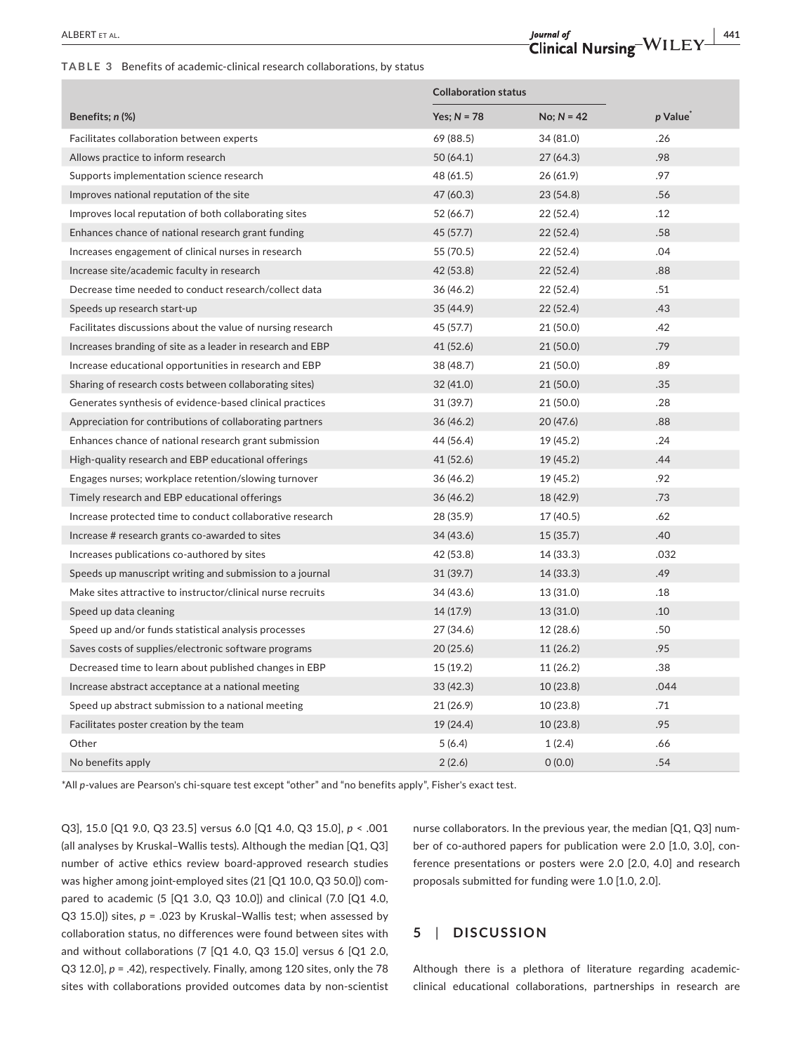**TABLE 3** Benefits of academic-clinical research collaborations, by status

| | Collaboration status | | |
|---|---|---|---|
| Benefits; *n* (%) | Yes; *N* = 78 | No; *N* = 42 | *p* Value* |
| Facilitates collaboration between experts | 69 (88.5) | 34 (81.0) | .26 |
| Allows practice to inform research | 50 (64.1) | 27 (64.3) | .98 |
| Supports implementation science research | 48 (61.5) | 26 (61.9) | .97 |
| Improves national reputation of the site | 47 (60.3) | 23 (54.8) | .56 |
| Improves local reputation of both collaborating sites | 52 (66.7) | 22 (52.4) | .12 |
| Enhances chance of national research grant funding | 45 (57.7) | 22 (52.4) | .58 |
| Increases engagement of clinical nurses in research | 55 (70.5) | 22 (52.4) | .04 |
| Increase site/academic faculty in research | 42 (53.8) | 22 (52.4) | .88 |
| Decrease time needed to conduct research/collect data | 36 (46.2) | 22 (52.4) | .51 |
| Speeds up research start-up | 35 (44.9) | 22 (52.4) | .43 |
| Facilitates discussions about the value of nursing research | 45 (57.7) | 21 (50.0) | .42 |
| Increases branding of site as a leader in research and EBP | 41 (52.6) | 21 (50.0) | .79 |
| Increase educational opportunities in research and EBP | 38 (48.7) | 21 (50.0) | .89 |
| Sharing of research costs between collaborating sites) | 32 (41.0) | 21 (50.0) | .35 |
| Generates synthesis of evidence-based clinical practices | 31 (39.7) | 21 (50.0) | .28 |
| Appreciation for contributions of collaborating partners | 36 (46.2) | 20 (47.6) | .88 |
| Enhances chance of national research grant submission | 44 (56.4) | 19 (45.2) | .24 |
| High-quality research and EBP educational offerings | 41 (52.6) | 19 (45.2) | .44 |
| Engages nurses; workplace retention/slowing turnover | 36 (46.2) | 19 (45.2) | .92 |
| Timely research and EBP educational offerings | 36 (46.2) | 18 (42.9) | .73 |
| Increase protected time to conduct collaborative research | 28 (35.9) | 17 (40.5) | .62 |
| Increase # research grants co-awarded to sites | 34 (43.6) | 15 (35.7) | .40 |
| Increases publications co-authored by sites | 42 (53.8) | 14 (33.3) | .032 |
| Speeds up manuscript writing and submission to a journal | 31 (39.7) | 14 (33.3) | .49 |
| Make sites attractive to instructor/clinical nurse recruits | 34 (43.6) | 13 (31.0) | .18 |
| Speed up data cleaning | 14 (17.9) | 13 (31.0) | .10 |
| Speed up and/or funds statistical analysis processes | 27 (34.6) | 12 (28.6) | .50 |
| Saves costs of supplies/electronic software programs | 20 (25.6) | 11 (26.2) | .95 |
| Decreased time to learn about published changes in EBP | 15 (19.2) | 11 (26.2) | .38 |
| Increase abstract acceptance at a national meeting | 33 (42.3) | 10 (23.8) | .044 |
| Speed up abstract submission to a national meeting | 21 (26.9) | 10 (23.8) | .71 |
| Facilitates poster creation by the team | 19 (24.4) | 10 (23.8) | .95 |
| Other | 5 (6.4) | 1 (2.4) | .66 |
| No benefits apply | 2 (2.6) | 0 (0.0) | .54 |

*All *p*-values are Pearson's chi-square test except "other" and "no benefits apply", Fisher's exact test.

Q3], 15.0 [Q1 9.0, Q3 23.5] versus 6.0 [Q1 4.0, Q3 15.0], $p < .001$ (all analyses by Kruskal–Wallis tests). Although the median [Q1, Q3] number of active ethics review board-approved research studies was higher among joint-employed sites (21 [Q1 10.0, Q3 50.0]) compared to academic (5 [Q1 3.0, Q3 10.0]) and clinical (7.0 [Q1 4.0, Q3 15.0]) sites, $p = .023$ by Kruskal–Wallis test; when assessed by collaboration status, no differences were found between sites with and without collaborations (7 [Q1 4.0, Q3 15.0] versus 6 [Q1 2.0, Q3 12.0], $p = .42$), respectively. Finally, among 120 sites, only the 78 sites with collaborations provided outcomes data by non-scientist nurse collaborators. In the previous year, the median [Q1, Q3] number of co-authored papers for publication were 2.0 [1.0, 3.0], conference presentations or posters were 2.0 [2.0, 4.0] and research proposals submitted for funding were 1.0 [1.0, 2.0].

## 5 | DISCUSSION

Although there is a plethora of literature regarding academic-clinical educational collaborations, partnerships in research are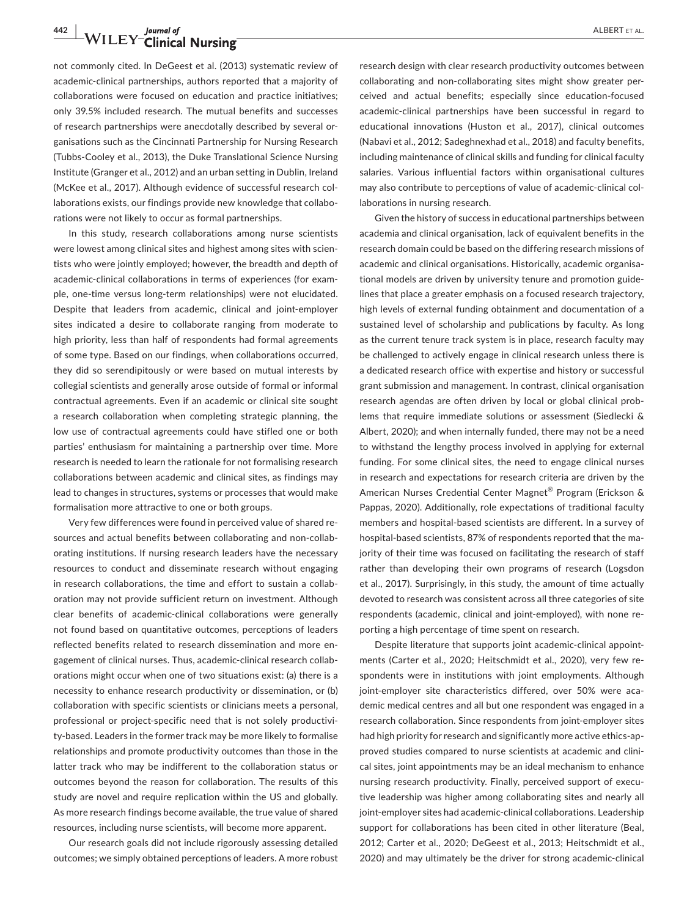not commonly cited. In DeGeest et al. (2013) systematic review of academic-clinical partnerships, authors reported that a majority of collaborations were focused on education and practice initiatives; only 39.5% included research. The mutual benefits and successes of research partnerships were anecdotally described by several organisations such as the Cincinnati Partnership for Nursing Research (Tubbs-Cooley et al., 2013), the Duke Translational Science Nursing Institute (Granger et al., 2012) and an urban setting in Dublin, Ireland (McKee et al., 2017). Although evidence of successful research collaborations exists, our findings provide new knowledge that collaborations were not likely to occur as formal partnerships.

In this study, research collaborations among nurse scientists were lowest among clinical sites and highest among sites with scientists who were jointly employed; however, the breadth and depth of academic-clinical collaborations in terms of experiences (for example, one-time versus long-term relationships) were not elucidated. Despite that leaders from academic, clinical and joint-employer sites indicated a desire to collaborate ranging from moderate to high priority, less than half of respondents had formal agreements of some type. Based on our findings, when collaborations occurred, they did so serendipitously or were based on mutual interests by collegial scientists and generally arose outside of formal or informal contractual agreements. Even if an academic or clinical site sought a research collaboration when completing strategic planning, the low use of contractual agreements could have stifled one or both parties' enthusiasm for maintaining a partnership over time. More research is needed to learn the rationale for not formalising research collaborations between academic and clinical sites, as findings may lead to changes in structures, systems or processes that would make formalisation more attractive to one or both groups.

Very few differences were found in perceived value of shared resources and actual benefits between collaborating and non-collaborating institutions. If nursing research leaders have the necessary resources to conduct and disseminate research without engaging in research collaborations, the time and effort to sustain a collaboration may not provide sufficient return on investment. Although clear benefits of academic-clinical collaborations were generally not found based on quantitative outcomes, perceptions of leaders reflected benefits related to research dissemination and more engagement of clinical nurses. Thus, academic-clinical research collaborations might occur when one of two situations exist: (a) there is a necessity to enhance research productivity or dissemination, or (b) collaboration with specific scientists or clinicians meets a personal, professional or project-specific need that is not solely productivity-based. Leaders in the former track may be more likely to formalise relationships and promote productivity outcomes than those in the latter track who may be indifferent to the collaboration status or outcomes beyond the reason for collaboration. The results of this study are novel and require replication within the US and globally. As more research findings become available, the true value of shared resources, including nurse scientists, will become more apparent.

Our research goals did not include rigorously assessing detailed outcomes; we simply obtained perceptions of leaders. A more robust research design with clear research productivity outcomes between collaborating and non-collaborating sites might show greater perceived and actual benefits; especially since education-focused academic-clinical partnerships have been successful in regard to educational innovations (Huston et al., 2017), clinical outcomes (Nabavi et al., 2012; Sadeghnexhad et al., 2018) and faculty benefits, including maintenance of clinical skills and funding for clinical faculty salaries. Various influential factors within organisational cultures may also contribute to perceptions of value of academic-clinical collaborations in nursing research.

Given the history of success in educational partnerships between academia and clinical organisation, lack of equivalent benefits in the research domain could be based on the differing research missions of academic and clinical organisations. Historically, academic organisational models are driven by university tenure and promotion guidelines that place a greater emphasis on a focused research trajectory, high levels of external funding obtainment and documentation of a sustained level of scholarship and publications by faculty. As long as the current tenure track system is in place, research faculty may be challenged to actively engage in clinical research unless there is a dedicated research office with expertise and history or successful grant submission and management. In contrast, clinical organisation research agendas are often driven by local or global clinical problems that require immediate solutions or assessment (Siedlecki & Albert, 2020); and when internally funded, there may not be a need to withstand the lengthy process involved in applying for external funding. For some clinical sites, the need to engage clinical nurses in research and expectations for research criteria are driven by the American Nurses Credential Center Magnet® Program (Erickson & Pappas, 2020). Additionally, role expectations of traditional faculty members and hospital-based scientists are different. In a survey of hospital-based scientists, 87% of respondents reported that the majority of their time was focused on facilitating the research of staff rather than developing their own programs of research (Logsdon et al., 2017). Surprisingly, in this study, the amount of time actually devoted to research was consistent across all three categories of site respondents (academic, clinical and joint-employed), with none reporting a high percentage of time spent on research.

Despite literature that supports joint academic-clinical appointments (Carter et al., 2020; Heitschmidt et al., 2020), very few respondents were in institutions with joint employments. Although joint-employer site characteristics differed, over 50% were academic medical centres and all but one respondent was engaged in a research collaboration. Since respondents from joint-employer sites had high priority for research and significantly more active ethics-approved studies compared to nurse scientists at academic and clinical sites, joint appointments may be an ideal mechanism to enhance nursing research productivity. Finally, perceived support of executive leadership was higher among collaborating sites and nearly all joint-employer sites had academic-clinical collaborations. Leadership support for collaborations has been cited in other literature (Beal, 2012; Carter et al., 2020; DeGeest et al., 2013; Heitschmidt et al., 2020) and may ultimately be the driver for strong academic-clinical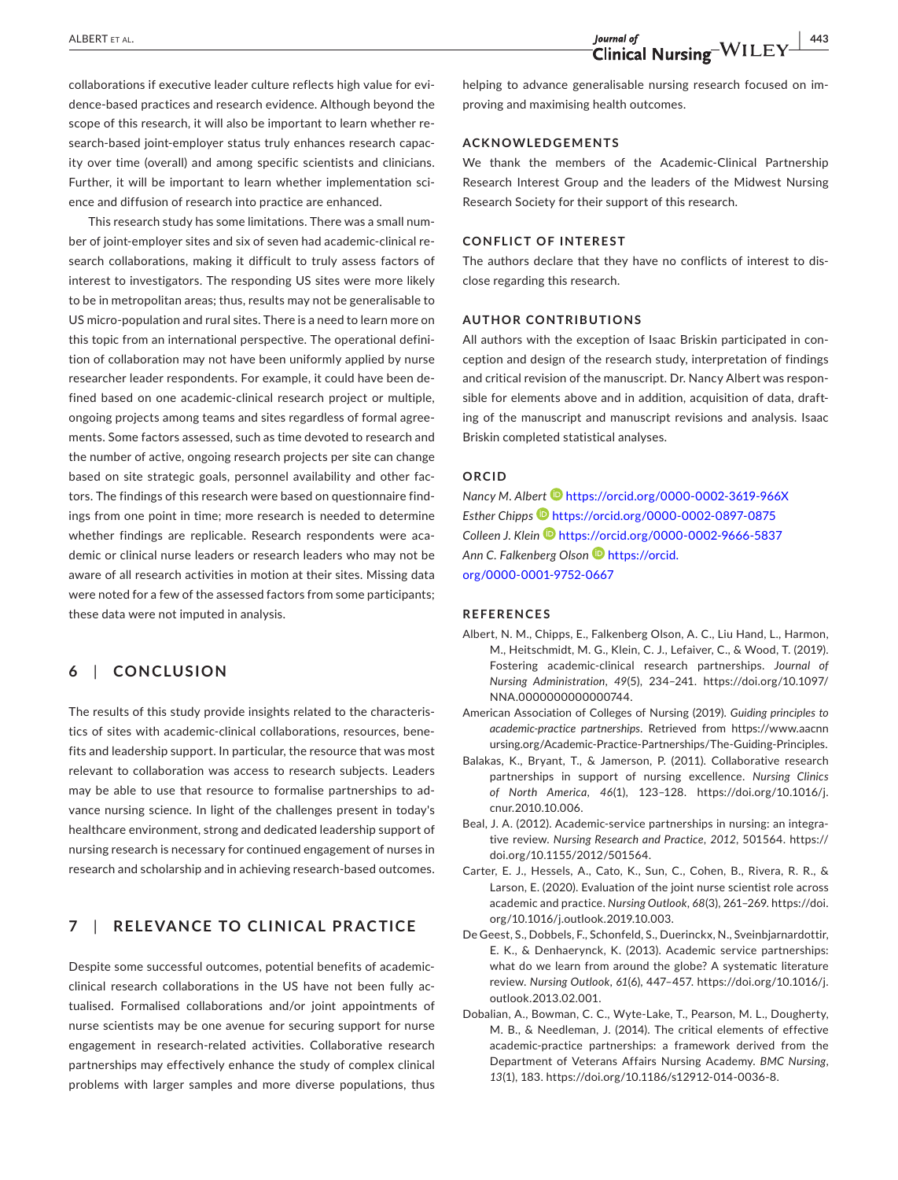collaborations if executive leader culture reflects high value for evidence-based practices and research evidence. Although beyond the scope of this research, it will also be important to learn whether research-based joint-employer status truly enhances research capacity over time (overall) and among specific scientists and clinicians. Further, it will be important to learn whether implementation science and diffusion of research into practice are enhanced.

This research study has some limitations. There was a small number of joint-employer sites and six of seven had academic-clinical research collaborations, making it difficult to truly assess factors of interest to investigators. The responding US sites were more likely to be in metropolitan areas; thus, results may not be generalisable to US micro-population and rural sites. There is a need to learn more on this topic from an international perspective. The operational definition of collaboration may not have been uniformly applied by nurse researcher leader respondents. For example, it could have been defined based on one academic-clinical research project or multiple, ongoing projects among teams and sites regardless of formal agreements. Some factors assessed, such as time devoted to research and the number of active, ongoing research projects per site can change based on site strategic goals, personnel availability and other factors. The findings of this research were based on questionnaire findings from one point in time; more research is needed to determine whether findings are replicable. Research respondents were academic or clinical nurse leaders or research leaders who may not be aware of all research activities in motion at their sites. Missing data were noted for a few of the assessed factors from some participants; these data were not imputed in analysis.

## 6 | CONCLUSION

The results of this study provide insights related to the characteristics of sites with academic-clinical collaborations, resources, benefits and leadership support. In particular, the resource that was most relevant to collaboration was access to research subjects. Leaders may be able to use that resource to formalise partnerships to advance nursing science. In light of the challenges present in today's healthcare environment, strong and dedicated leadership support of nursing research is necessary for continued engagement of nurses in research and scholarship and in achieving research-based outcomes.

## 7 | RELEVANCE TO CLINICAL PRACTICE

Despite some successful outcomes, potential benefits of academic-clinical research collaborations in the US have not been fully actualised. Formalised collaborations and/or joint appointments of nurse scientists may be one avenue for securing support for nurse engagement in research-related activities. Collaborative research partnerships may effectively enhance the study of complex clinical problems with larger samples and more diverse populations, thus helping to advance generalisable nursing research focused on improving and maximising health outcomes.

### ACKNOWLEDGEMENTS

We thank the members of the Academic-Clinical Partnership Research Interest Group and the leaders of the Midwest Nursing Research Society for their support of this research.

### CONFLICT OF INTEREST

The authors declare that they have no conflicts of interest to disclose regarding this research.

### AUTHOR CONTRIBUTIONS

All authors with the exception of Isaac Briskin participated in conception and design of the research study, interpretation of findings and critical revision of the manuscript. Dr. Nancy Albert was responsible for elements above and in addition, acquisition of data, drafting of the manuscript and manuscript revisions and analysis. Isaac Briskin completed statistical analyses.

### ORCID

*Nancy M. Albert* https://orcid.org/0000-0002-3619-966X
*Esther Chipps* https://orcid.org/0000-0002-0897-0875
*Colleen J. Klein* https://orcid.org/0000-0002-9666-5837
*Ann C. Falkenberg Olson* https://orcid.org/0000-0001-9752-0667

### REFERENCES

Albert, N. M., Chipps, E., Falkenberg Olson, A. C., Liu Hand, L., Harmon, M., Heitschmidt, M. G., Klein, C. J., Lefaiver, C., & Wood, T. (2019). Fostering academic-clinical research partnerships. *Journal of Nursing Administration*, *49*(5), 234–241. https://doi.org/10.1097/NNA.0000000000000744.

American Association of Colleges of Nursing (2019). *Guiding principles to academic-practice partnerships*. Retrieved from https://www.aacnnursing.org/Academic-Practice-Partnerships/The-Guiding-Principles.

Balakas, K., Bryant, T., & Jamerson, P. (2011). Collaborative research partnerships in support of nursing excellence. *Nursing Clinics of North America*, *46*(1), 123–128. https://doi.org/10.1016/j.cnur.2010.10.006.

Beal, J. A. (2012). Academic-service partnerships in nursing: an integrative review. *Nursing Research and Practice*, *2012*, 501564. https://doi.org/10.1155/2012/501564.

Carter, E. J., Hessels, A., Cato, K., Sun, C., Cohen, B., Rivera, R. R., & Larson, E. (2020). Evaluation of the joint nurse scientist role across academic and practice. *Nursing Outlook*, *68*(3), 261–269. https://doi.org/10.1016/j.outlook.2019.10.003.

De Geest, S., Dobbels, F., Schonfeld, S., Duerinckx, N., Sveinbjarnardottir, E. K., & Denhaerynck, K. (2013). Academic service partnerships: what do we learn from around the globe? A systematic literature review. *Nursing Outlook*, *61*(6), 447–457. https://doi.org/10.1016/j.outlook.2013.02.001.

Dobalian, A., Bowman, C. C., Wyte-Lake, T., Pearson, M. L., Dougherty, M. B., & Needleman, J. (2014). The critical elements of effective academic-practice partnerships: a framework derived from the Department of Veterans Affairs Nursing Academy. *BMC Nursing*, *13*(1), 183. https://doi.org/10.1186/s12912-014-0036-8.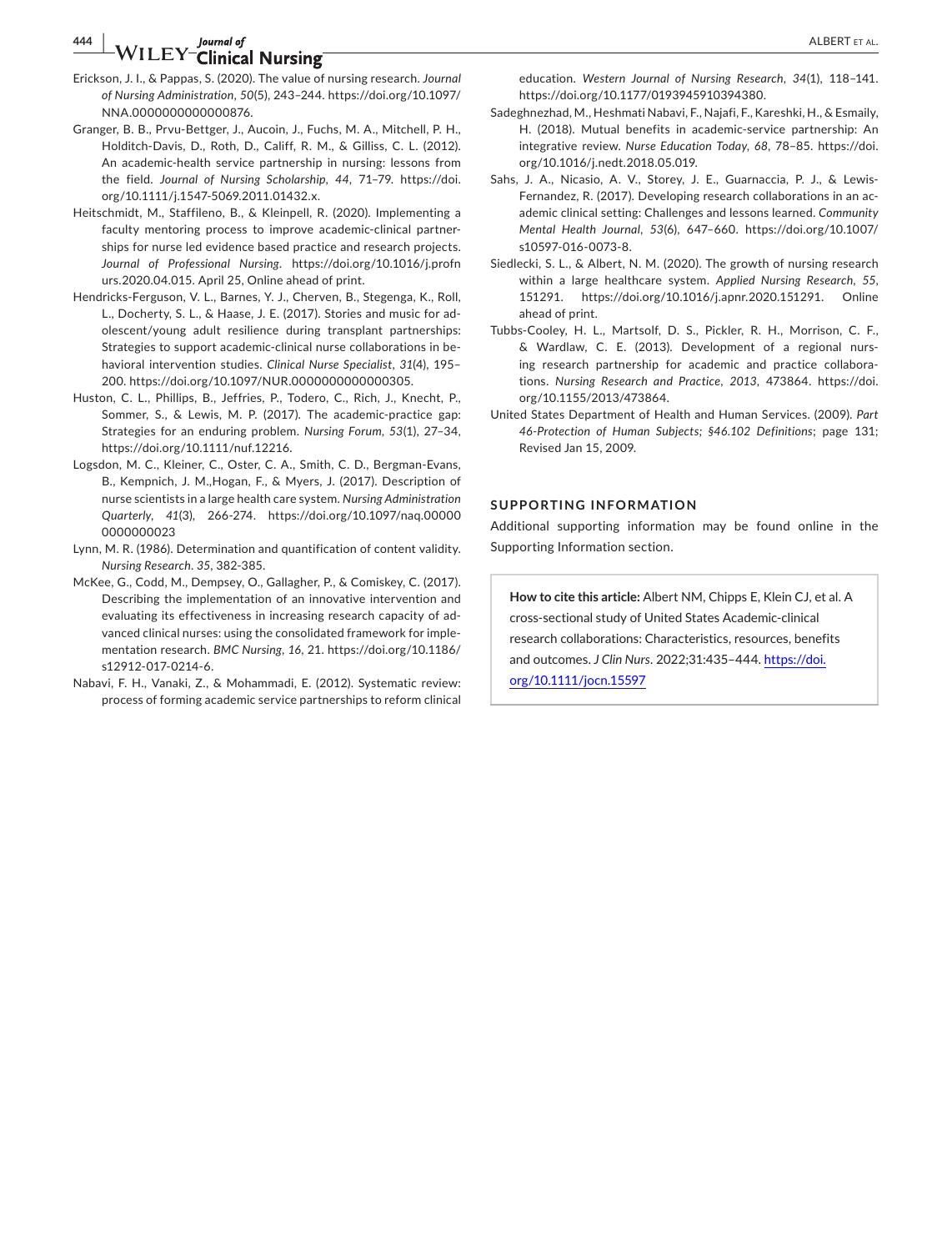Erickson, J. I., & Pappas, S. (2020). The value of nursing research. *Journal of Nursing Administration*, *50*(5), 243–244. https://doi.org/10.1097/NNA.0000000000000876.

Granger, B. B., Prvu-Bettger, J., Aucoin, J., Fuchs, M. A., Mitchell, P. H., Holditch-Davis, D., Roth, D., Califf, R. M., & Gilliss, C. L. (2012). An academic-health service partnership in nursing: lessons from the field. *Journal of Nursing Scholarship*, *44*, 71–79. https://doi.org/10.1111/j.1547-5069.2011.01432.x.

Heitschmidt, M., Staffileno, B., & Kleinpell, R. (2020). Implementing a faculty mentoring process to improve academic-clinical partnerships for nurse led evidence based practice and research projects. *Journal of Professional Nursing*. https://doi.org/10.1016/j.profnurs.2020.04.015. April 25, Online ahead of print.

Hendricks-Ferguson, V. L., Barnes, Y. J., Cherven, B., Stegenga, K., Roll, L., Docherty, S. L., & Haase, J. E. (2017). Stories and music for adolescent/young adult resilience during transplant partnerships: Strategies to support academic-clinical nurse collaborations in behavioral intervention studies. *Clinical Nurse Specialist*, *31*(4), 195–200. https://doi.org/10.1097/NUR.0000000000000305.

Huston, C. L., Phillips, B., Jeffries, P., Todero, C., Rich, J., Knecht, P., Sommer, S., & Lewis, M. P. (2017). The academic-practice gap: Strategies for an enduring problem. *Nursing Forum*, *53*(1), 27–34, https://doi.org/10.1111/nuf.12216.

Logsdon, M. C., Kleiner, C., Oster, C. A., Smith, C. D., Bergman-Evans, B., Kempnich, J. M.,Hogan, F., & Myers, J. (2017). Description of nurse scientists in a large health care system. *Nursing Administration Quarterly*, *41*(3), 266-274. https://doi.org/10.1097/naq.0000000000000023

Lynn, M. R. (1986). Determination and quantification of content validity. *Nursing Research*. *35*, 382-385.

McKee, G., Codd, M., Dempsey, O., Gallagher, P., & Comiskey, C. (2017). Describing the implementation of an innovative intervention and evaluating its effectiveness in increasing research capacity of advanced clinical nurses: using the consolidated framework for implementation research. *BMC Nursing*, *16*, 21. https://doi.org/10.1186/s12912-017-0214-6.

Nabavi, F. H., Vanaki, Z., & Mohammadi, E. (2012). Systematic review: process of forming academic service partnerships to reform clinical education. *Western Journal of Nursing Research*, *34*(1), 118–141. https://doi.org/10.1177/0193945910394380.

Sadeghnezhad, M., Heshmati Nabavi, F., Najafi, F., Kareshki, H., & Esmaily, H. (2018). Mutual benefits in academic-service partnership: An integrative review. *Nurse Education Today*, *68*, 78–85. https://doi.org/10.1016/j.nedt.2018.05.019.

Sahs, J. A., Nicasio, A. V., Storey, J. E., Guarnaccia, P. J., & Lewis-Fernandez, R. (2017). Developing research collaborations in an academic clinical setting: Challenges and lessons learned. *Community Mental Health Journal*, *53*(6), 647–660. https://doi.org/10.1007/s10597-016-0073-8.

Siedlecki, S. L., & Albert, N. M. (2020). The growth of nursing research within a large healthcare system. *Applied Nursing Research*, *55*, 151291. https://doi.org/10.1016/j.apnr.2020.151291. Online ahead of print.

Tubbs-Cooley, H. L., Martsolf, D. S., Pickler, R. H., Morrison, C. F., & Wardlaw, C. E. (2013). Development of a regional nursing research partnership for academic and practice collaborations. *Nursing Research and Practice*, *2013*, 473864. https://doi.org/10.1155/2013/473864.

United States Department of Health and Human Services. (2009). *Part 46-Protection of Human Subjects; §46.102 Definitions*; page 131; Revised Jan 15, 2009.

## SUPPORTING INFORMATION

Additional supporting information may be found online in the Supporting Information section.

**How to cite this article:** Albert NM, Chipps E, Klein CJ, et al. A cross-sectional study of United States Academic-clinical research collaborations: Characteristics, resources, benefits and outcomes. *J Clin Nurs*. 2022;31:435–444. https://doi.org/10.1111/jocn.15597